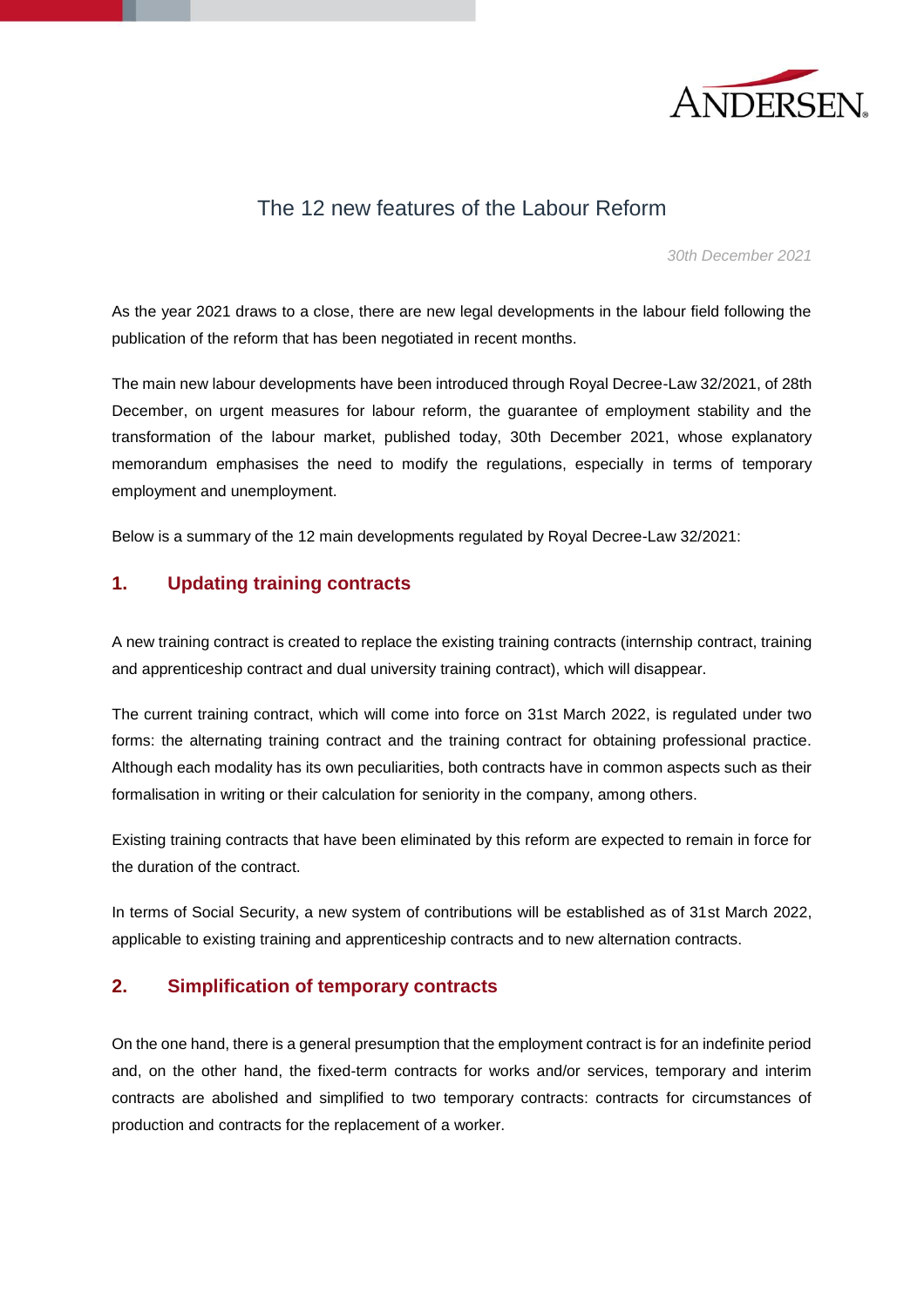# The 12 new features of the Labour Reform

*30th December 2021*

As the year 2021 draws to a close, there are new legal developments in the labour field following the publication of the reform that has been negotiated in recent months.

The main new labour developments have been introduced through Royal Decree-Law 32/2021, of 28th December, on urgent measures for labour reform, the guarantee of employment stability and the transformation of the labour market, published today, 30th December 2021, whose explanatory memorandum emphasises the need to modify the regulations, especially in terms of temporary employment and unemployment.

Below is a summary of the 12 main developments regulated by Royal Decree-Law 32/2021:

## 1. Updating training contracts

A new training contract is created to replace the existing training contracts (internship contract, training and apprenticeship contract and dual university training contract), which will disappear.

The current training contract, which will come into force on 31st March 2022, is regulated under two forms: the alternating training contract and the training contract for obtaining professional practice. Although each modality has its own peculiarities, both contracts have in common aspects such as their formalisation in writing or their calculation for seniority in the company, among others.

Existing training contracts that have been eliminated by this reform are expected to remain in force for the duration of the contract.

In terms of Social Security, a new system of contributions will be established as of 31st March 2022, applicable to existing training and apprenticeship contracts and to new alternation contracts.

## 2. Simplification of temporary contracts

On the one hand, there is a general presumption that the employment contract is for an indefinite period and, on the other hand, the fixed-term contracts for works and/or services, temporary and interim contracts are abolished and simplified to two temporary contracts: contracts for circumstances of production and contracts for the replacement of a worker.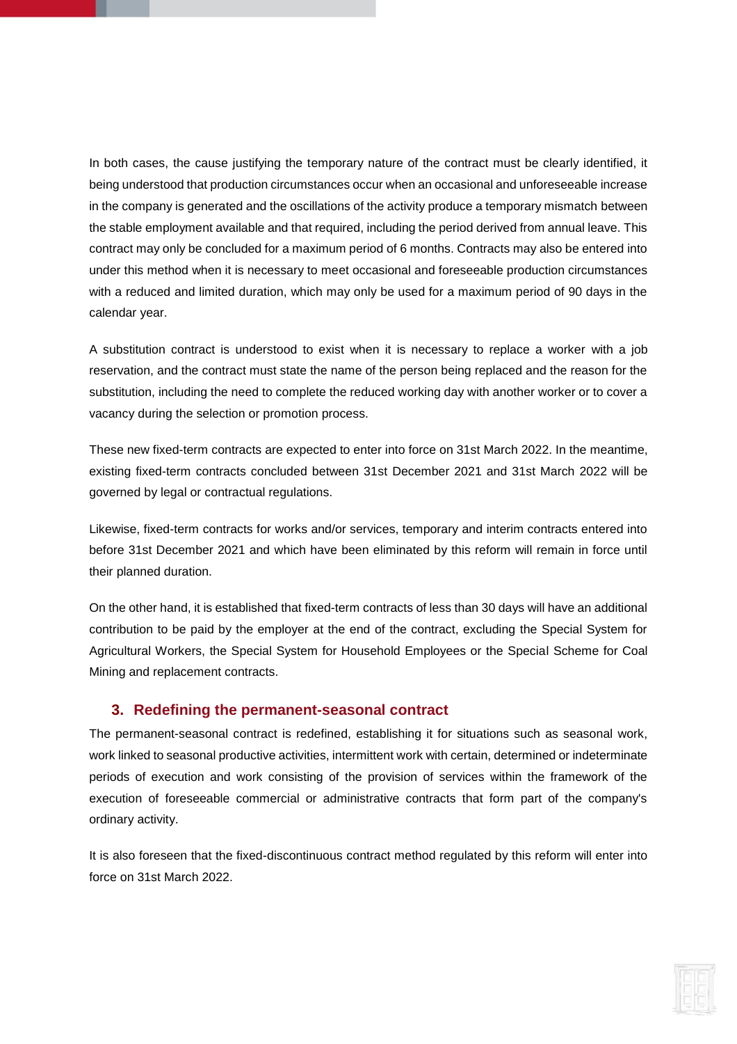In both cases, the cause justifying the temporary nature of the contract must be clearly identified, it being understood that production circumstances occur when an occasional and unforeseeable increase in the company is generated and the oscillations of the activity produce a temporary mismatch between the stable employment available and that required, including the period derived from annual leave. This contract may only be concluded for a maximum period of 6 months. Contracts may also be entered into under this method when it is necessary to meet occasional and foreseeable production circumstances with a reduced and limited duration, which may only be used for a maximum period of 90 days in the calendar year.

A substitution contract is understood to exist when it is necessary to replace a worker with a job reservation, and the contract must state the name of the person being replaced and the reason for the substitution, including the need to complete the reduced working day with another worker or to cover a vacancy during the selection or promotion process.

These new fixed-term contracts are expected to enter into force on 31st March 2022. In the meantime, existing fixed-term contracts concluded between 31st December 2021 and 31st March 2022 will be governed by legal or contractual regulations.

Likewise, fixed-term contracts for works and/or services, temporary and interim contracts entered into before 31st December 2021 and which have been eliminated by this reform will remain in force until their planned duration.

On the other hand, it is established that fixed-term contracts of less than 30 days will have an additional contribution to be paid by the employer at the end of the contract, excluding the Special System for Agricultural Workers, the Special System for Household Employees or the Special Scheme for Coal Mining and replacement contracts.

## 3. Redefining the permanent-seasonal contract

The permanent-seasonal contract is redefined, establishing it for situations such as seasonal work, work linked to seasonal productive activities, intermittent work with certain, determined or indeterminate periods of execution and work consisting of the provision of services within the framework of the execution of foreseeable commercial or administrative contracts that form part of the company's ordinary activity.

It is also foreseen that the fixed-discontinuous contract method regulated by this reform will enter into force on 31st March 2022.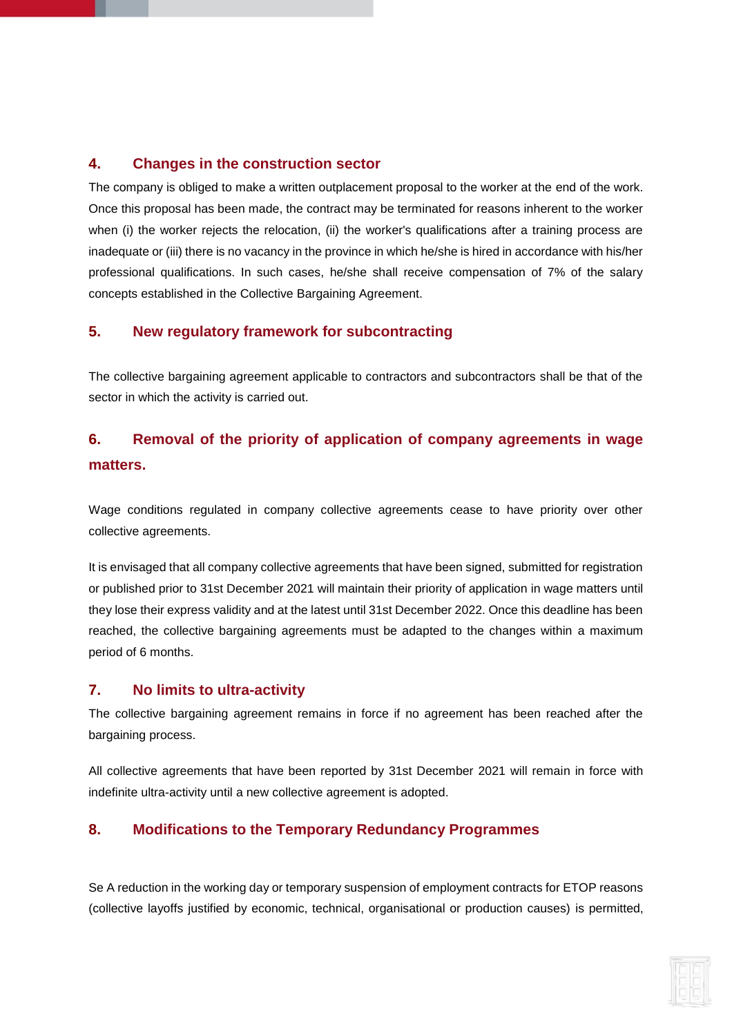## 4. Changes in the construction sector

The company is obliged to make a written outplacement proposal to the worker at the end of the work. Once this proposal has been made, the contract may be terminated for reasons inherent to the worker when (i) the worker rejects the relocation, (ii) the worker's qualifications after a training process are inadequate or (iii) there is no vacancy in the province in which he/she is hired in accordance with his/her professional qualifications. In such cases, he/she shall receive compensation of 7% of the salary concepts established in the Collective Bargaining Agreement.

## 5. New regulatory framework for subcontracting

The collective bargaining agreement applicable to contractors and subcontractors shall be that of the sector in which the activity is carried out.

## 6. Removal of the priority of application of company agreements in wage matters.

Wage conditions regulated in company collective agreements cease to have priority over other collective agreements.

It is envisaged that all company collective agreements that have been signed, submitted for registration or published prior to 31st December 2021 will maintain their priority of application in wage matters until they lose their express validity and at the latest until 31st December 2022. Once this deadline has been reached, the collective bargaining agreements must be adapted to the changes within a maximum period of 6 months.

## 7. No limits to ultra-activity

The collective bargaining agreement remains in force if no agreement has been reached after the bargaining process.

All collective agreements that have been reported by 31st December 2021 will remain in force with indefinite ultra-activity until a new collective agreement is adopted.

## 8. Modifications to the Temporary Redundancy Programmes

Se A reduction in the working day or temporary suspension of employment contracts for ETOP reasons (collective layoffs justified by economic, technical, organisational or production causes) is permitted,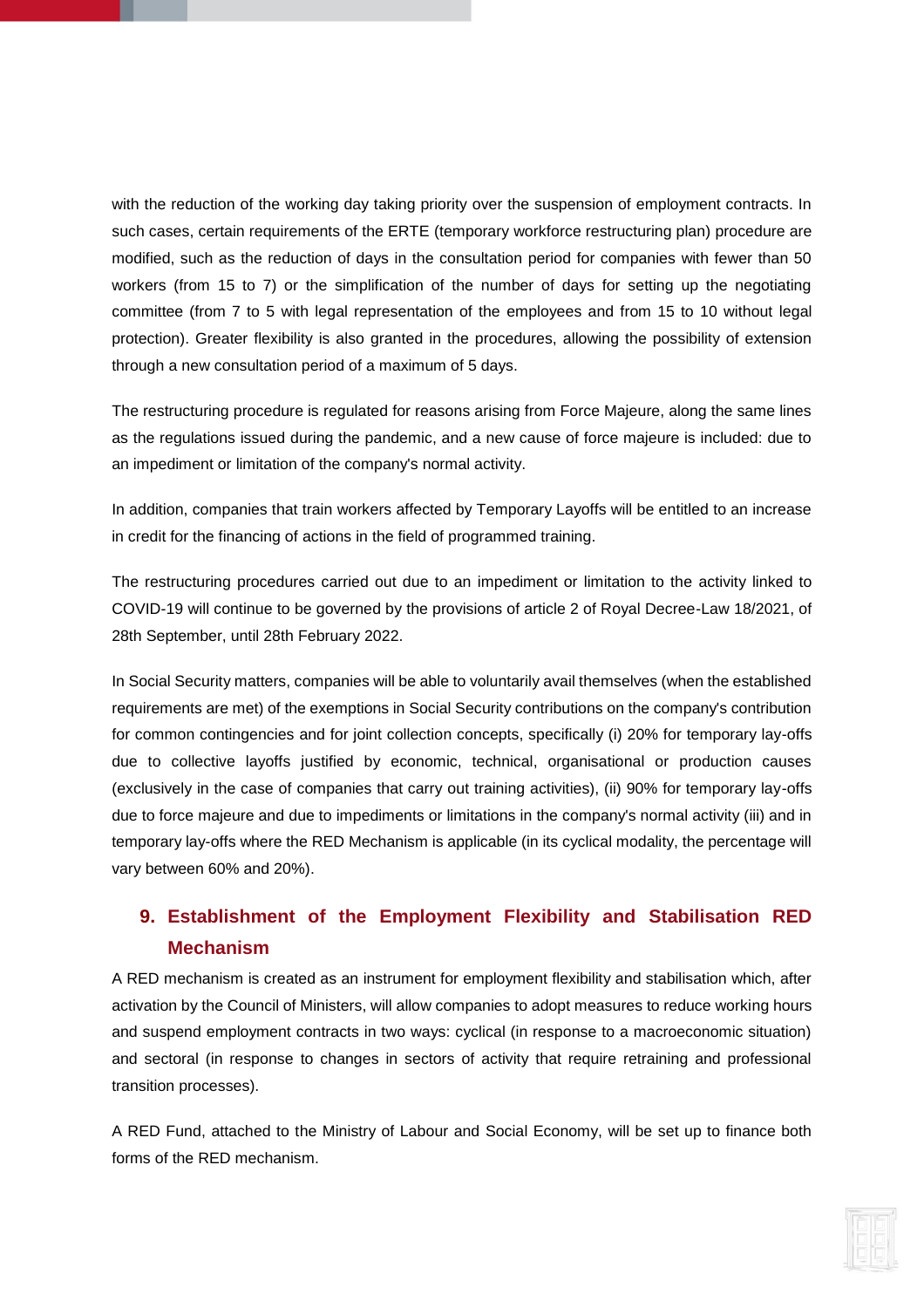with the reduction of the working day taking priority over the suspension of employment contracts. In such cases, certain requirements of the ERTE (temporary workforce restructuring plan) procedure are modified, such as the reduction of days in the consultation period for companies with fewer than 50 workers (from 15 to 7) or the simplification of the number of days for setting up the negotiating committee (from 7 to 5 with legal representation of the employees and from 15 to 10 without legal protection). Greater flexibility is also granted in the procedures, allowing the possibility of extension through a new consultation period of a maximum of 5 days.

The restructuring procedure is regulated for reasons arising from Force Majeure, along the same lines as the regulations issued during the pandemic, and a new cause of force majeure is included: due to an impediment or limitation of the company's normal activity.

In addition, companies that train workers affected by Temporary Layoffs will be entitled to an increase in credit for the financing of actions in the field of programmed training.

The restructuring procedures carried out due to an impediment or limitation to the activity linked to COVID-19 will continue to be governed by the provisions of article 2 of Royal Decree-Law 18/2021, of 28th September, until 28th February 2022.

In Social Security matters, companies will be able to voluntarily avail themselves (when the established requirements are met) of the exemptions in Social Security contributions on the company's contribution for common contingencies and for joint collection concepts, specifically (i) 20% for temporary lay-offs due to collective layoffs justified by economic, technical, organisational or production causes (exclusively in the case of companies that carry out training activities), (ii) 90% for temporary lay-offs due to force majeure and due to impediments or limitations in the company's normal activity (iii) and in temporary lay-offs where the RED Mechanism is applicable (in its cyclical modality, the percentage will vary between 60% and 20%).

## 9. Establishment of the Employment Flexibility and Stabilisation RED Mechanism

A RED mechanism is created as an instrument for employment flexibility and stabilisation which, after activation by the Council of Ministers, will allow companies to adopt measures to reduce working hours and suspend employment contracts in two ways: cyclical (in response to a macroeconomic situation) and sectoral (in response to changes in sectors of activity that require retraining and professional transition processes).

A RED Fund, attached to the Ministry of Labour and Social Economy, will be set up to finance both forms of the RED mechanism.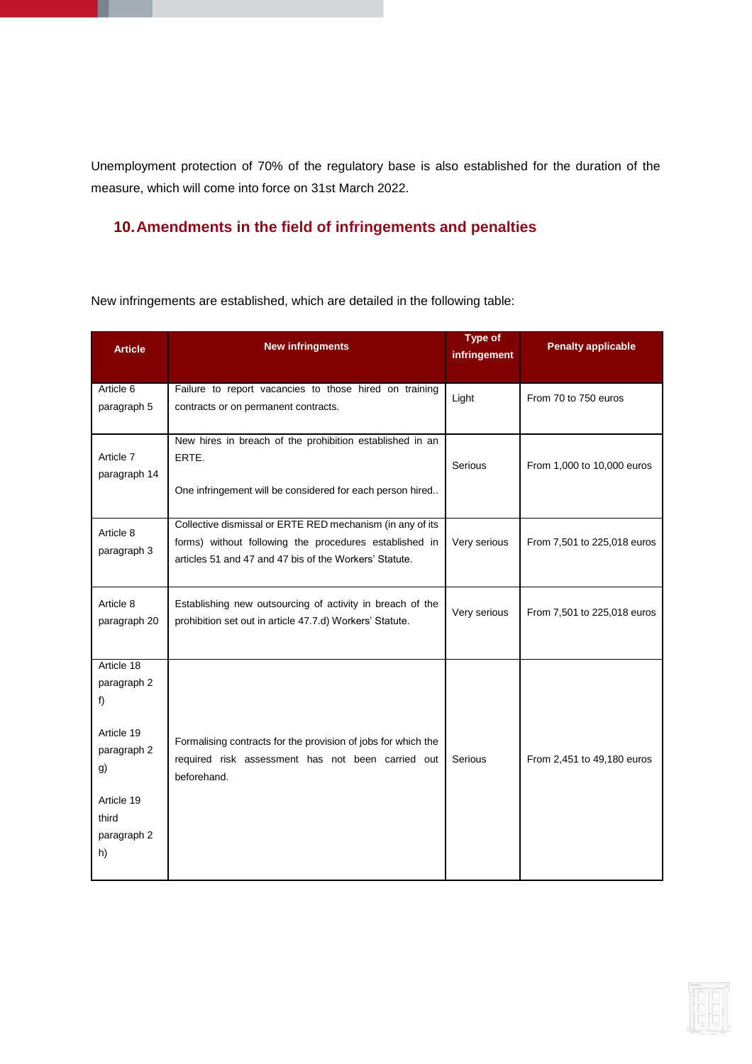Unemployment protection of 70% of the regulatory base is also established for the duration of the measure, which will come into force on 31st March 2022.

## 10. Amendments in the field of infringements and penalties

New infringements are established, which are detailed in the following table:

| Article | New infringments | Type of infringement | Penalty applicable |
|---|---|---|---|
| Article 6 paragraph 5 | Failure to report vacancies to those hired on training contracts or on permanent contracts. | Light | From 70 to 750 euros |
| Article 7 paragraph 14 | New hires in breach of the prohibition established in an ERTE.<br><br>One infringement will be considered for each person hired.. | Serious | From 1,000 to 10,000 euros |
| Article 8 paragraph 3 | Collective dismissal or ERTE RED mechanism (in any of its forms) without following the procedures established in articles 51 and 47 and 47 bis of the Workers' Statute. | Very serious | From 7,501 to 225,018 euros |
| Article 8 paragraph 20 | Establishing new outsourcing of activity in breach of the prohibition set out in article 47.7.d) Workers' Statute. | Very serious | From 7,501 to 225,018 euros |
| Article 18 paragraph 2 f)<br><br>Article 19 paragraph 2 g)<br><br>Article 19 third paragraph 2 h) | Formalising contracts for the provision of jobs for which the required risk assessment has not been carried out beforehand. | Serious | From 2,451 to 49,180 euros |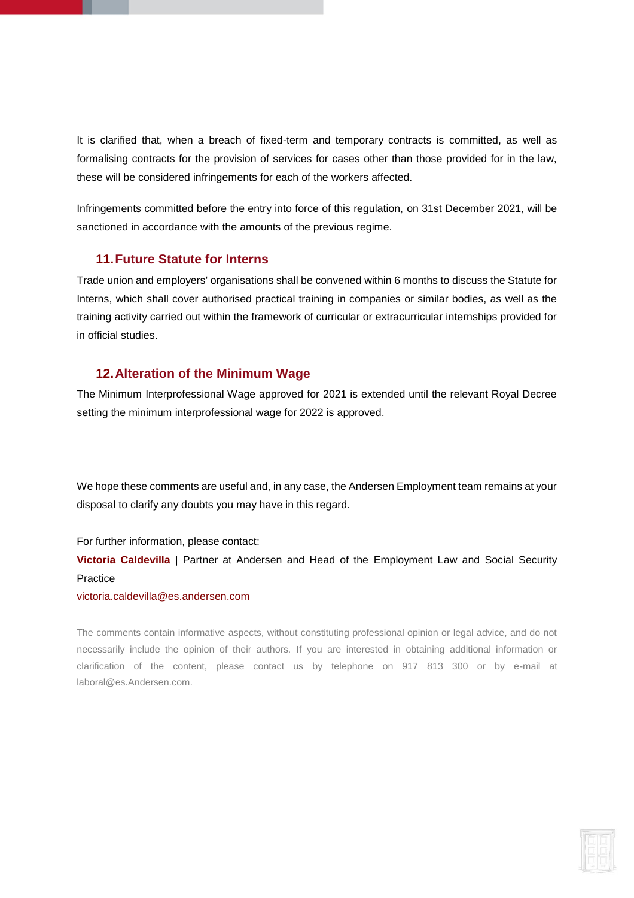It is clarified that, when a breach of fixed-term and temporary contracts is committed, as well as formalising contracts for the provision of services for cases other than those provided for in the law, these will be considered infringements for each of the workers affected.

Infringements committed before the entry into force of this regulation, on 31st December 2021, will be sanctioned in accordance with the amounts of the previous regime.

## 11. Future Statute for Interns

Trade union and employers' organisations shall be convened within 6 months to discuss the Statute for Interns, which shall cover authorised practical training in companies or similar bodies, as well as the training activity carried out within the framework of curricular or extracurricular internships provided for in official studies.

## 12. Alteration of the Minimum Wage

The Minimum Interprofessional Wage approved for 2021 is extended until the relevant Royal Decree setting the minimum interprofessional wage for 2022 is approved.

We hope these comments are useful and, in any case, the Andersen Employment team remains at your disposal to clarify any doubts you may have in this regard.

For further information, please contact:

**Victoria Caldevilla** | Partner at Andersen and Head of the Employment Law and Social Security Practice

victoria.caldevilla@es.andersen.com

The comments contain informative aspects, without constituting professional opinion or legal advice, and do not necessarily include the opinion of their authors. If you are interested in obtaining additional information or clarification of the content, please contact us by telephone on 917 813 300 or by e-mail at laboral@es.Andersen.com.